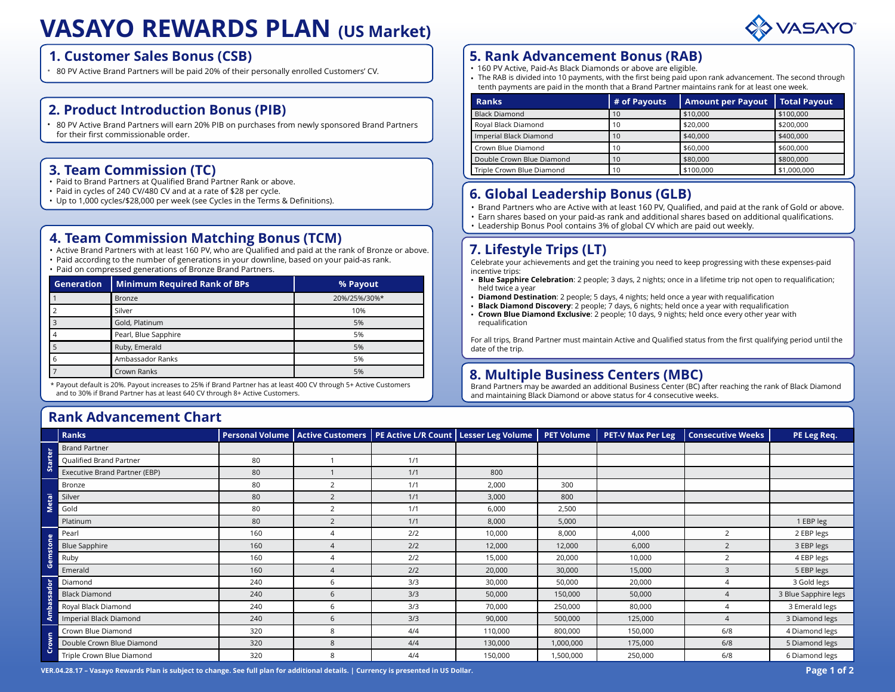# VASAYO REWARDS PLAN (US Market)

## 1. Customer Sales Bonus (CSB)

- 80 PV Active Brand Partners will be paid 20% of their personally enrolled Customers' CV.

## 2. Product Introduction Bonus (PIB)

- 80 PV Active Brand Partners will earn 20% PIB on purchases from newly sponsored Brand Partners for their first commissionable order.

## 3. Team Commission (TC)

- Paid to Brand Partners at Qualified Brand Partner Rank or above.
- Paid in cycles of 240 CV/480 CV and at a rate of $28 per cycle.
- Up to 1,000 cycles/$28,000 per week (see Cycles in the Terms & Definitions).

## 4. Team Commission Matching Bonus (TCM)

- Active Brand Partners with at least 160 PV, who are Qualified and paid at the rank of Bronze or above.
- Paid according to the number of generations in your downline, based on your paid-as rank.
- Paid on compressed generations of Bronze Brand Partners.

| Generation | Minimum Required Rank of BPs | % Payout |
|---|---|---|
| 1 | Bronze | 20%/25%/30%* |
| 2 | Silver | 10% |
| 3 | Gold, Platinum | 5% |
| 4 | Pearl, Blue Sapphire | 5% |
| 5 | Ruby, Emerald | 5% |
| 6 | Ambassador Ranks | 5% |
| 7 | Crown Ranks | 5% |

\* Payout default is 20%. Payout increases to 25% if Brand Partner has at least 400 CV through 5+ Active Customers and to 30% if Brand Partner has at least 640 CV through 8+ Active Customers.

## 5. Rank Advancement Bonus (RAB)

- 160 PV Active, Paid-As Black Diamonds or above are eligible.
- The RAB is divided into 10 payments, with the first being paid upon rank advancement. The second through tenth payments are paid in the month that a Brand Partner maintains rank for at least one week.

| Ranks | # of Payouts | Amount per Payout | Total Payout |
|---|---|---|---|
| Black Diamond | 10 | $10,000 | $100,000 |
| Royal Black Diamond | 10 | $20,000 | $200,000 |
| Imperial Black Diamond | 10 | $40,000 | $400,000 |
| Crown Blue Diamond | 10 | $60,000 | $600,000 |
| Double Crown Blue Diamond | 10 | $80,000 | $800,000 |
| Triple Crown Blue Diamond | 10 | $100,000 | $1,000,000 |

## 6. Global Leadership Bonus (GLB)

- Brand Partners who are Active with at least 160 PV, Qualified, and paid at the rank of Gold or above.
- Earn shares based on your paid-as rank and additional shares based on additional qualifications.
- Leadership Bonus Pool contains 3% of global CV which are paid out weekly.

## 7. Lifestyle Trips (LT)

Celebrate your achievements and get the training you need to keep progressing with these expenses-paid incentive trips:

- **Blue Sapphire Celebration**: 2 people; 3 days, 2 nights; once in a lifetime trip not open to requalification; held twice a year
- **Diamond Destination**: 2 people; 5 days, 4 nights; held once a year with requalification
- **Black Diamond Discovery**: 2 people; 7 days, 6 nights; held once a year with requalification
- **Crown Blue Diamond Exclusive**: 2 people; 10 days, 9 nights; held once every other year with requalification

For all trips, Brand Partner must maintain Active and Qualified status from the first qualifying period until the date of the trip.

## 8. Multiple Business Centers (MBC)

Brand Partners may be awarded an additional Business Center (BC) after reaching the rank of Black Diamond and maintaining Black Diamond or above status for 4 consecutive weeks.

## Rank Advancement Chart

| | Ranks | Personal Volume | Active Customers | PE Active L/R Count | Lesser Leg Volume | PET Volume | PET-V Max Per Leg | Consecutive Weeks | PE Leg Req. |
|---|---|---|---|---|---|---|---|---|---|
| Starter | Brand Partner | | | | | | | | |
| | Qualified Brand Partner | 80 | 1 | 1/1 | | | | | |
| | Executive Brand Partner (EBP) | 80 | 1 | 1/1 | 800 | | | | |
| Metal | Bronze | 80 | 2 | 1/1 | 2,000 | 300 | | | |
| | Silver | 80 | 2 | 1/1 | 3,000 | 800 | | | |
| | Gold | 80 | 2 | 1/1 | 6,000 | 2,500 | | | |
| | Platinum | 80 | 2 | 1/1 | 8,000 | 5,000 | | | 1 EBP leg |
| Gemstone | Pearl | 160 | 4 | 2/2 | 10,000 | 8,000 | 4,000 | 2 | 2 EBP legs |
| | Blue Sapphire | 160 | 4 | 2/2 | 12,000 | 12,000 | 6,000 | 2 | 3 EBP legs |
| | Ruby | 160 | 4 | 2/2 | 15,000 | 20,000 | 10,000 | 2 | 4 EBP legs |
| | Emerald | 160 | 4 | 2/2 | 20,000 | 30,000 | 15,000 | 3 | 5 EBP legs |
| Ambassador | Diamond | 240 | 6 | 3/3 | 30,000 | 50,000 | 20,000 | 4 | 3 Gold legs |
| | Black Diamond | 240 | 6 | 3/3 | 50,000 | 150,000 | 50,000 | 4 | 3 Blue Sapphire legs |
| | Royal Black Diamond | 240 | 6 | 3/3 | 70,000 | 250,000 | 80,000 | 4 | 3 Emerald legs |
| | Imperial Black Diamond | 240 | 6 | 3/3 | 90,000 | 500,000 | 125,000 | 4 | 3 Diamond legs |
| Crown | Crown Blue Diamond | 320 | 8 | 4/4 | 110,000 | 800,000 | 150,000 | 6/8 | 4 Diamond legs |
| | Double Crown Blue Diamond | 320 | 8 | 4/4 | 130,000 | 1,000,000 | 175,000 | 6/8 | 5 Diamond legs |
| | Triple Crown Blue Diamond | 320 | 8 | 4/4 | 150,000 | 1,500,000 | 250,000 | 6/8 | 6 Diamond legs |

VER.04.28.17 – Vasayo Rewards Plan is subject to change. See full plan for additional details. | Currency is presented in US Dollar.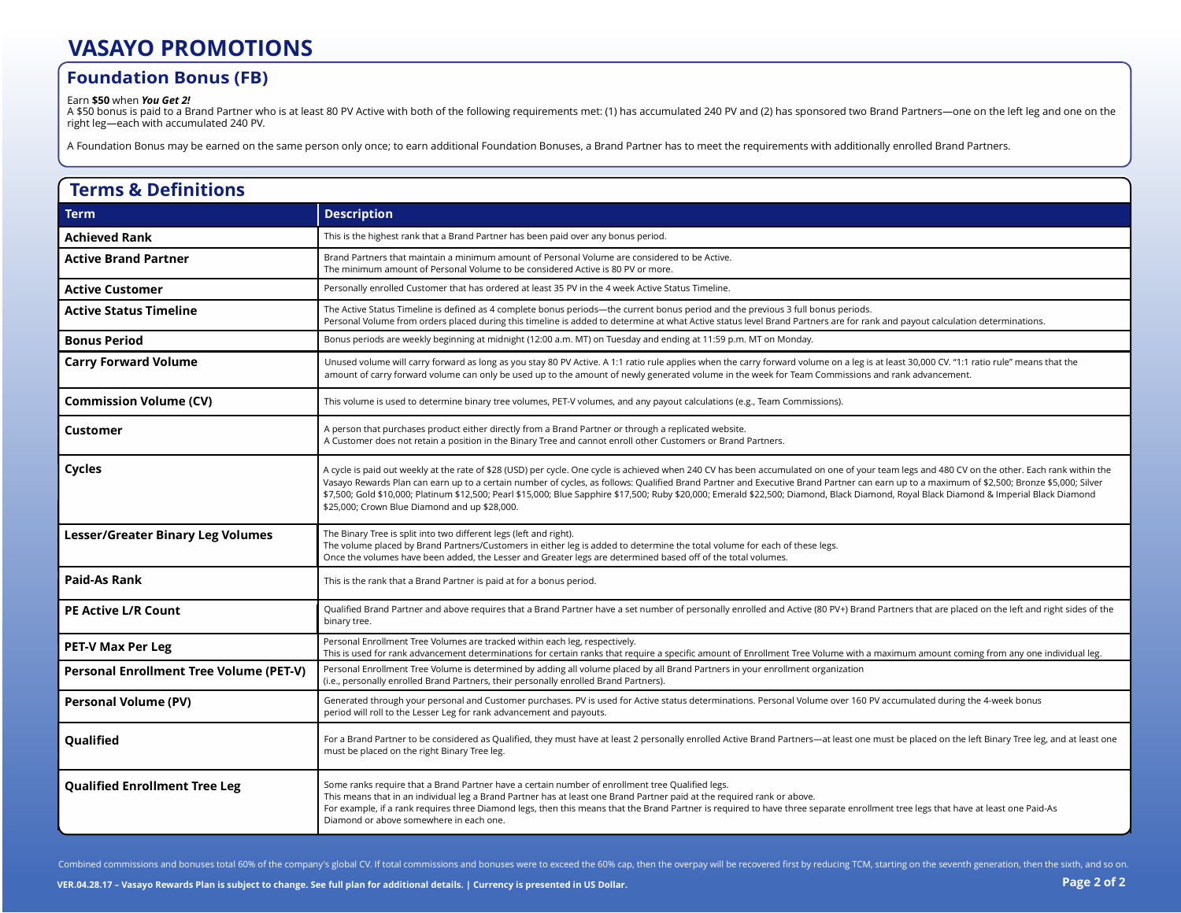# VASAYO PROMOTIONS

## Foundation Bonus (FB)

Earn **$50** when ***You Get 2!***
A $50 bonus is paid to a Brand Partner who is at least 80 PV Active with both of the following requirements met: (1) has accumulated 240 PV and (2) has sponsored two Brand Partners—one on the left leg and one on the right leg—each with accumulated 240 PV.

A Foundation Bonus may be earned on the same person only once; to earn additional Foundation Bonuses, a Brand Partner has to meet the requirements with additionally enrolled Brand Partners.

## Terms & Definitions

| Term | Description |
|---|---|
| **Achieved Rank** | This is the highest rank that a Brand Partner has been paid over any bonus period. |
| **Active Brand Partner** | Brand Partners that maintain a minimum amount of Personal Volume are considered to be Active. The minimum amount of Personal Volume to be considered Active is 80 PV or more. |
| **Active Customer** | Personally enrolled Customer that has ordered at least 35 PV in the 4 week Active Status Timeline. |
| **Active Status Timeline** | The Active Status Timeline is defined as 4 complete bonus periods—the current bonus period and the previous 3 full bonus periods. Personal Volume from orders placed during this timeline is added to determine at what Active status level Brand Partners are for rank and payout calculation determinations. |
| **Bonus Period** | Bonus periods are weekly beginning at midnight (12:00 a.m. MT) on Tuesday and ending at 11:59 p.m. MT on Monday. |
| **Carry Forward Volume** | Unused volume will carry forward as long as you stay 80 PV Active. A 1:1 ratio rule applies when the carry forward volume on a leg is at least 30,000 CV. "1:1 ratio rule" means that the amount of carry forward volume can only be used up to the amount of newly generated volume in the week for Team Commissions and rank advancement. |
| **Commission Volume (CV)** | This volume is used to determine binary tree volumes, PET-V volumes, and any payout calculations (e.g., Team Commissions). |
| **Customer** | A person that purchases product either directly from a Brand Partner or through a replicated website. A Customer does not retain a position in the Binary Tree and cannot enroll other Customers or Brand Partners. |
| **Cycles** | A cycle is paid out weekly at the rate of $28 (USD) per cycle. One cycle is achieved when 240 CV has been accumulated on one of your team legs and 480 CV on the other. Each rank within the Vasayo Rewards Plan can earn up to a certain number of cycles, as follows: Qualified Brand Partner and Executive Brand Partner can earn up to a maximum of $2,500; Bronze $5,000; Silver $7,500; Gold $10,000; Platinum $12,500; Pearl $15,000; Blue Sapphire $17,500; Ruby $20,000; Emerald $22,500; Diamond, Black Diamond, Royal Black Diamond & Imperial Black Diamond $25,000; Crown Blue Diamond and up $28,000. |
| **Lesser/Greater Binary Leg Volumes** | The Binary Tree is split into two different legs (left and right). The volume placed by Brand Partners/Customers in either leg is added to determine the total volume for each of these legs. Once the volumes have been added, the Lesser and Greater legs are determined based off of the total volumes. |
| **Paid-As Rank** | This is the rank that a Brand Partner is paid at for a bonus period. |
| **PE Active L/R Count** | Qualified Brand Partner and above requires that a Brand Partner have a set number of personally enrolled and Active (80 PV+) Brand Partners that are placed on the left and right sides of the binary tree. |
| **PET-V Max Per Leg** | Personal Enrollment Tree Volumes are tracked within each leg, respectively. This is used for rank advancement determinations for certain ranks that require a specific amount of Enrollment Tree Volume with a maximum amount coming from any one individual leg. |
| **Personal Enrollment Tree Volume (PET-V)** | Personal Enrollment Tree Volume is determined by adding all volume placed by all Brand Partners in your enrollment organization (i.e., personally enrolled Brand Partners, their personally enrolled Brand Partners). |
| **Personal Volume (PV)** | Generated through your personal and Customer purchases. PV is used for Active status determinations. Personal Volume over 160 PV accumulated during the 4-week bonus period will roll to the Lesser Leg for rank advancement and payouts. |
| **Qualified** | For a Brand Partner to be considered as Qualified, they must have at least 2 personally enrolled Active Brand Partners—at least one must be placed on the left Binary Tree leg, and at least one must be placed on the right Binary Tree leg. |
| **Qualified Enrollment Tree Leg** | Some ranks require that a Brand Partner have a certain number of enrollment tree Qualified legs. This means that in an individual leg a Brand Partner has at least one Brand Partner paid at the required rank or above. For example, if a rank requires three Diamond legs, then this means that the Brand Partner is required to have three separate enrollment tree legs that have at least one Paid-As Diamond or above somewhere in each one. |

Combined commissions and bonuses total 60% of the company's global CV. If total commissions and bonuses were to exceed the 60% cap, then the overpay will be recovered first by reducing TCM, starting on the seventh generation, then the sixth, and so on.

**VER.04.28.17 – Vasayo Rewards Plan is subject to change. See full plan for additional details. | Currency is presented in US Dollar.**